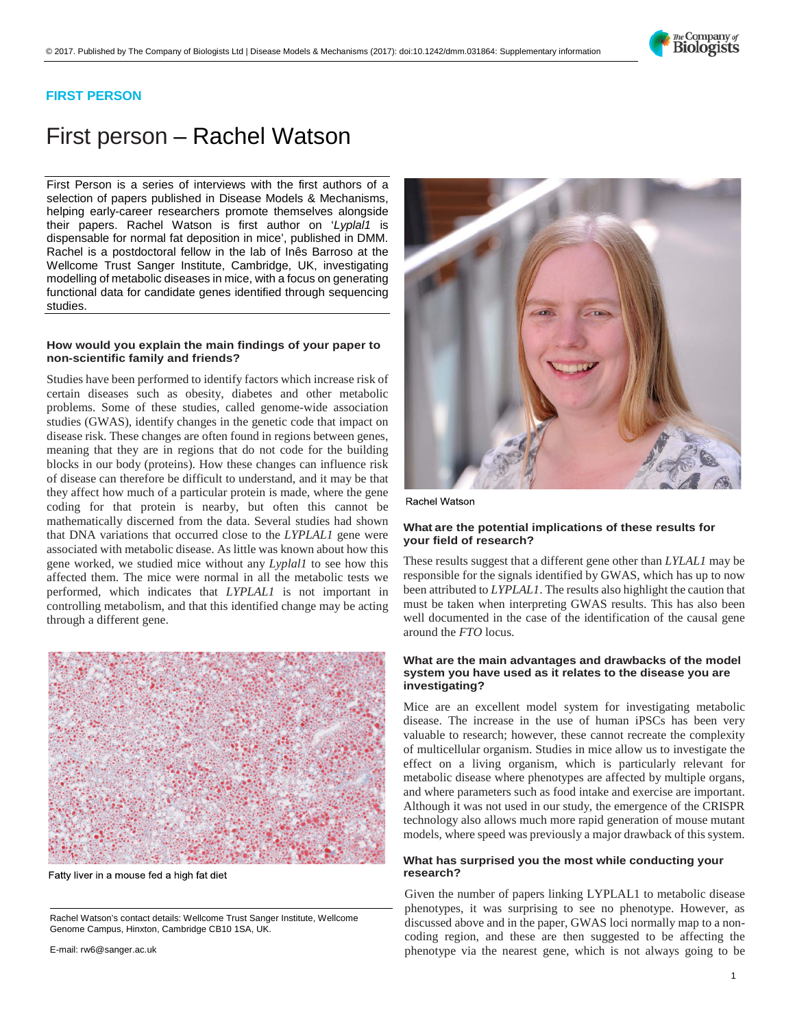FIRST PERSON

# First person – Rachel Watson

First Person is a series of interviews with the first authors of a selection of papers published in Disease Models & Mechanisms, helping early-career researchers promote themselves alongside their papers. Rachel Watson is first author on '*Lyplal1* is dispensable for normal fat deposition in mice', published in DMM. Rachel is a postdoctoral fellow in the lab of Inês Barroso at the Wellcome Trust Sanger Institute, Cambridge, UK, investigating modelling of metabolic diseases in mice, with a focus on generating functional data for candidate genes identified through sequencing studies.

### How would you explain the main findings of your paper to non-scientific family and friends?

Studies have been performed to identify factors which increase risk of certain diseases such as obesity, diabetes and other metabolic problems. Some of these studies, called genome-wide association studies (GWAS), identify changes in the genetic code that impact on disease risk. These changes are often found in regions between genes, meaning that they are in regions that do not code for the building blocks in our body (proteins). How these changes can influence risk of disease can therefore be difficult to understand, and it may be that they affect how much of a particular protein is made, where the gene coding for that protein is nearby, but often this cannot be mathematically discerned from the data. Several studies had shown that DNA variations that occurred close to the *LYPLAL1* gene were associated with metabolic disease. As little was known about how this gene worked, we studied mice without any *Lyplal1* to see how this affected them. The mice were normal in all the metabolic tests we performed, which indicates that *LYPLAL1* is not important in controlling metabolism, and that this identified change may be acting through a different gene.

Fatty liver in a mouse fed a high fat diet

Rachel Watson's contact details: Wellcome Trust Sanger Institute, Wellcome Genome Campus, Hinxton, Cambridge CB10 1SA, UK.

E-mail: rw6@sanger.ac.uk

Rachel Watson

### What are the potential implications of these results for your field of research?

These results suggest that a different gene other than *LYLAL1* may be responsible for the signals identified by GWAS, which has up to now been attributed to *LYPLAL1*. The results also highlight the caution that must be taken when interpreting GWAS results. This has also been well documented in the case of the identification of the causal gene around the *FTO* locus.

### What are the main advantages and drawbacks of the model system you have used as it relates to the disease you are investigating?

Mice are an excellent model system for investigating metabolic disease. The increase in the use of human iPSCs has been very valuable to research; however, these cannot recreate the complexity of multicellular organism. Studies in mice allow us to investigate the effect on a living organism, which is particularly relevant for metabolic disease where phenotypes are affected by multiple organs, and where parameters such as food intake and exercise are important. Although it was not used in our study, the emergence of the CRISPR technology also allows much more rapid generation of mouse mutant models, where speed was previously a major drawback of this system.

### What has surprised you the most while conducting your research?

Given the number of papers linking LYPLAL1 to metabolic disease phenotypes, it was surprising to see no phenotype. However, as discussed above and in the paper, GWAS loci normally map to a non-coding region, and these are then suggested to be affecting the phenotype via the nearest gene, which is not always going to be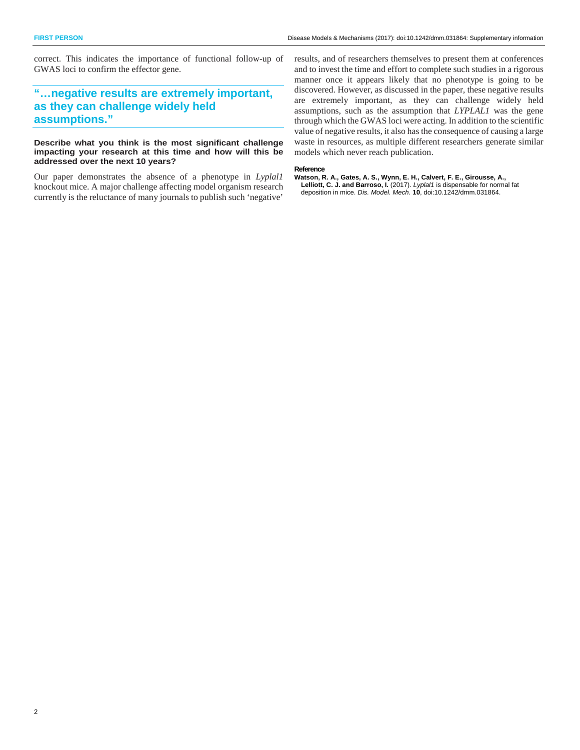correct. This indicates the importance of functional follow-up of GWAS loci to confirm the effector gene.

> **"…negative results are extremely important, as they can challenge widely held assumptions."**

**Describe what you think is the most significant challenge impacting your research at this time and how will this be addressed over the next 10 years?**

Our paper demonstrates the absence of a phenotype in *Lyplal1* knockout mice. A major challenge affecting model organism research currently is the reluctance of many journals to publish such 'negative' results, and of researchers themselves to present them at conferences and to invest the time and effort to complete such studies in a rigorous manner once it appears likely that no phenotype is going to be discovered. However, as discussed in the paper, these negative results are extremely important, as they can challenge widely held assumptions, such as the assumption that *LYPLAL1* was the gene through which the GWAS loci were acting. In addition to the scientific value of negative results, it also has the consequence of causing a large waste in resources, as multiple different researchers generate similar models which never reach publication.

#### Reference

**Watson, R. A., Gates, A. S., Wynn, E. H., Calvert, F. E., Girousse, A., Lelliott, C. J. and Barroso, I.** (2017). *Lyplal1* is dispensable for normal fat deposition in mice. *Dis. Model. Mech.* **10**, doi:10.1242/dmm.031864.